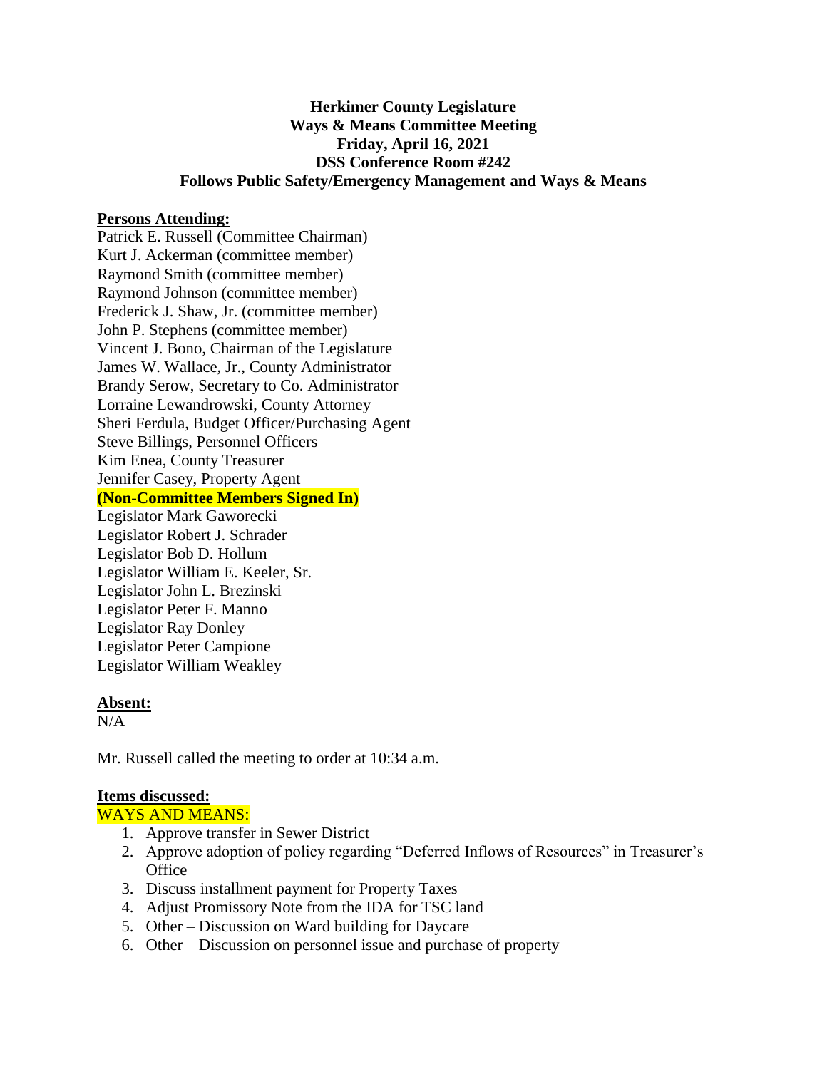**Herkimer County Legislature**
**Ways & Means Committee Meeting**
**Friday, April 16, 2021**
**DSS Conference Room #242**
**Follows Public Safety/Emergency Management and Ways & Means**

**Persons Attending:**

Patrick E. Russell (Committee Chairman)
Kurt J. Ackerman (committee member)
Raymond Smith (committee member)
Raymond Johnson (committee member)
Frederick J. Shaw, Jr. (committee member)
John P. Stephens (committee member)
Vincent J. Bono, Chairman of the Legislature
James W. Wallace, Jr., County Administrator
Brandy Serow, Secretary to Co. Administrator
Lorraine Lewandrowski, County Attorney
Sheri Ferdula, Budget Officer/Purchasing Agent
Steve Billings, Personnel Officers
Kim Enea, County Treasurer
Jennifer Casey, Property Agent

**(Non-Committee Members Signed In)**

Legislator Mark Gaworecki
Legislator Robert J. Schrader
Legislator Bob D. Hollum
Legislator William E. Keeler, Sr.
Legislator John L. Brezinski
Legislator Peter F. Manno
Legislator Ray Donley
Legislator Peter Campione
Legislator William Weakley

**Absent:**

N/A

Mr. Russell called the meeting to order at 10:34 a.m.

**Items discussed:**

WAYS AND MEANS:

1. Approve transfer in Sewer District
2. Approve adoption of policy regarding "Deferred Inflows of Resources" in Treasurer's Office
3. Discuss installment payment for Property Taxes
4. Adjust Promissory Note from the IDA for TSC land
5. Other – Discussion on Ward building for Daycare
6. Other – Discussion on personnel issue and purchase of property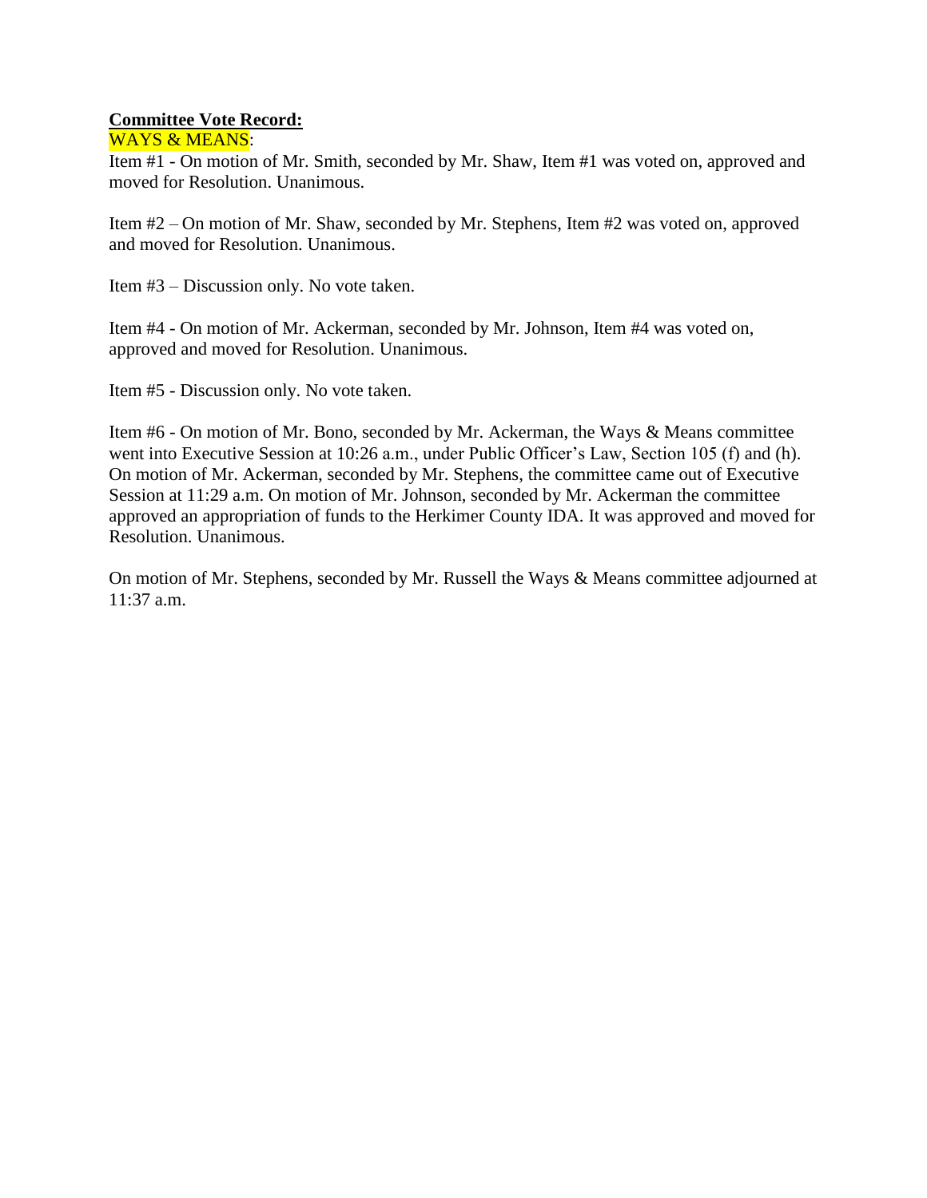**Committee Vote Record:**

WAYS & MEANS:

Item #1 - On motion of Mr. Smith, seconded by Mr. Shaw, Item #1 was voted on, approved and moved for Resolution. Unanimous.

Item #2 – On motion of Mr. Shaw, seconded by Mr. Stephens, Item #2 was voted on, approved and moved for Resolution. Unanimous.

Item #3 – Discussion only. No vote taken.

Item #4 - On motion of Mr. Ackerman, seconded by Mr. Johnson, Item #4 was voted on, approved and moved for Resolution. Unanimous.

Item #5 - Discussion only. No vote taken.

Item #6 - On motion of Mr. Bono, seconded by Mr. Ackerman, the Ways & Means committee went into Executive Session at 10:26 a.m., under Public Officer's Law, Section 105 (f) and (h). On motion of Mr. Ackerman, seconded by Mr. Stephens, the committee came out of Executive Session at 11:29 a.m. On motion of Mr. Johnson, seconded by Mr. Ackerman the committee approved an appropriation of funds to the Herkimer County IDA. It was approved and moved for Resolution. Unanimous.

On motion of Mr. Stephens, seconded by Mr. Russell the Ways & Means committee adjourned at 11:37 a.m.